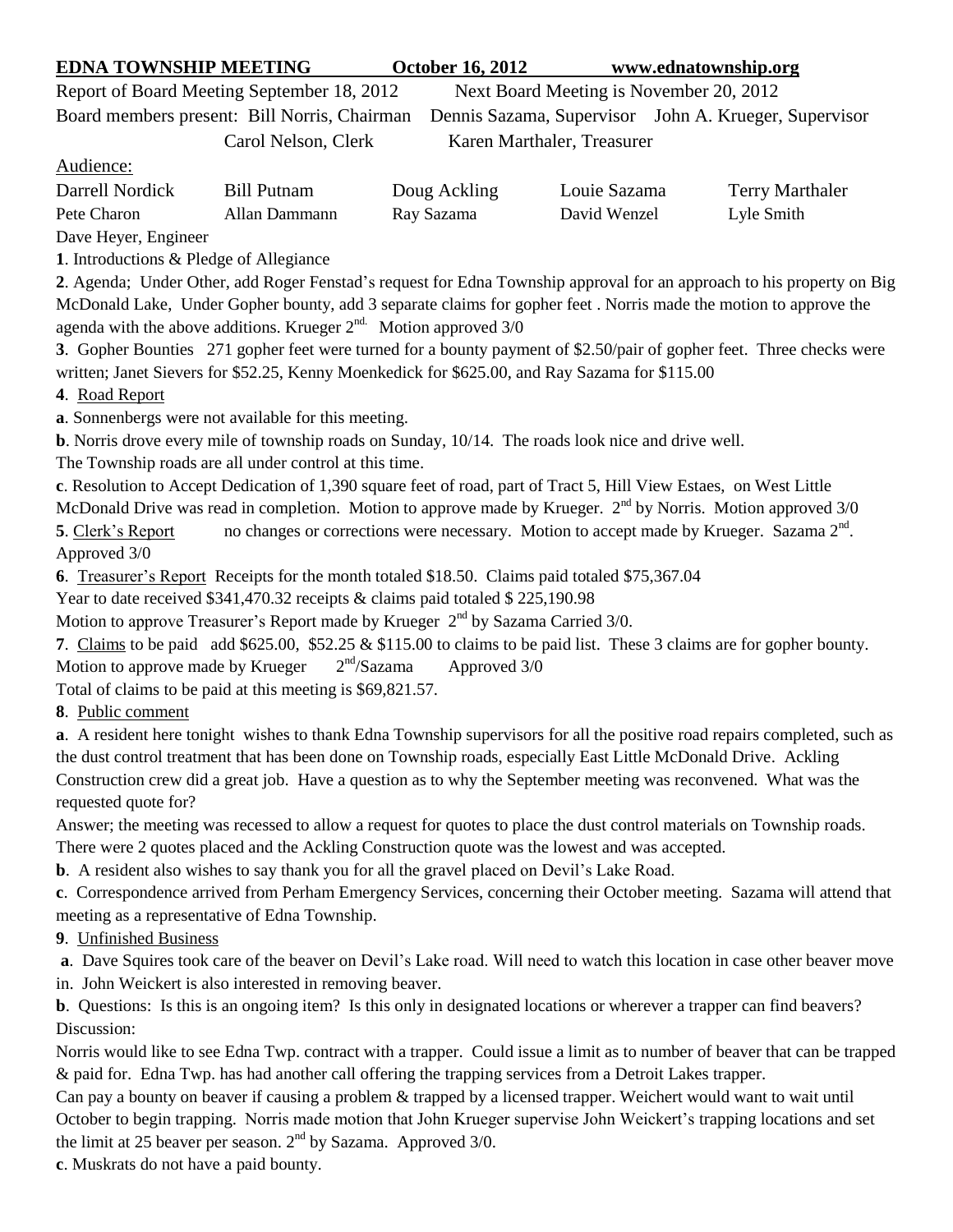**EDNA TOWNSHIP MEETING October 16, 2012 www.ednatownship.org**

Report of Board Meeting September 18, 2012 Next Board Meeting is November 20, 2012

Board members present: Bill Norris, Chairman Dennis Sazama, Supervisor John A. Krueger, Supervisor
Carol Nelson, Clerk Karen Marthaler, Treasurer

Audience:

| | | | | |
|---|---|---|---|---|
| Darrell Nordick | Bill Putnam | Doug Ackling | Louie Sazama | Terry Marthaler |
| Pete Charon | Allan Dammann | Ray Sazama | David Wenzel | Lyle Smith |
| Dave Heyer, Engineer | | | | |

**1**. Introductions & Pledge of Allegiance

**2**. Agenda; Under Other, add Roger Fenstad's request for Edna Township approval for an approach to his property on Big McDonald Lake, Under Gopher bounty, add 3 separate claims for gopher feet . Norris made the motion to approve the agenda with the above additions. Krueger 2nd. Motion approved 3/0

**3**. Gopher Bounties 271 gopher feet were turned for a bounty payment of $2.50/pair of gopher feet. Three checks were written; Janet Sievers for $52.25, Kenny Moenkedick for $625.00, and Ray Sazama for $115.00

**4**. Road Report

**a**. Sonnenbergs were not available for this meeting.

**b**. Norris drove every mile of township roads on Sunday, 10/14. The roads look nice and drive well.
The Township roads are all under control at this time.

**c**. Resolution to Accept Dedication of 1,390 square feet of road, part of Tract 5, Hill View Estaes, on West Little McDonald Drive was read in completion. Motion to approve made by Krueger. 2nd by Norris. Motion approved 3/0

**5**. Clerk's Report no changes or corrections were necessary. Motion to accept made by Krueger. Sazama 2nd. Approved 3/0

**6**. Treasurer's Report Receipts for the month totaled $18.50. Claims paid totaled $75,367.04
Year to date received $341,470.32 receipts & claims paid totaled $ 225,190.98
Motion to approve Treasurer's Report made by Krueger 2nd by Sazama Carried 3/0.

**7**. Claims to be paid add $625.00, $52.25 & $115.00 to claims to be paid list. These 3 claims are for gopher bounty.
Motion to approve made by Krueger 2nd/Sazama Approved 3/0
Total of claims to be paid at this meeting is $69,821.57.

**8**. Public comment

**a**. A resident here tonight wishes to thank Edna Township supervisors for all the positive road repairs completed, such as the dust control treatment that has been done on Township roads, especially East Little McDonald Drive. Ackling Construction crew did a great job. Have a question as to why the September meeting was reconvened. What was the requested quote for?

Answer; the meeting was recessed to allow a request for quotes to place the dust control materials on Township roads. There were 2 quotes placed and the Ackling Construction quote was the lowest and was accepted.

**b**. A resident also wishes to say thank you for all the gravel placed on Devil's Lake Road.

**c**. Correspondence arrived from Perham Emergency Services, concerning their October meeting. Sazama will attend that meeting as a representative of Edna Township.

**9**. Unfinished Business

**a**. Dave Squires took care of the beaver on Devil's Lake road. Will need to watch this location in case other beaver move in. John Weickert is also interested in removing beaver.

**b**. Questions: Is this is an ongoing item? Is this only in designated locations or wherever a trapper can find beavers? Discussion:

Norris would like to see Edna Twp. contract with a trapper. Could issue a limit as to number of beaver that can be trapped & paid for. Edna Twp. has had another call offering the trapping services from a Detroit Lakes trapper.

Can pay a bounty on beaver if causing a problem & trapped by a licensed trapper. Weichert would want to wait until October to begin trapping. Norris made motion that John Krueger supervise John Weickert's trapping locations and set the limit at 25 beaver per season. 2nd by Sazama. Approved 3/0.

**c**. Muskrats do not have a paid bounty.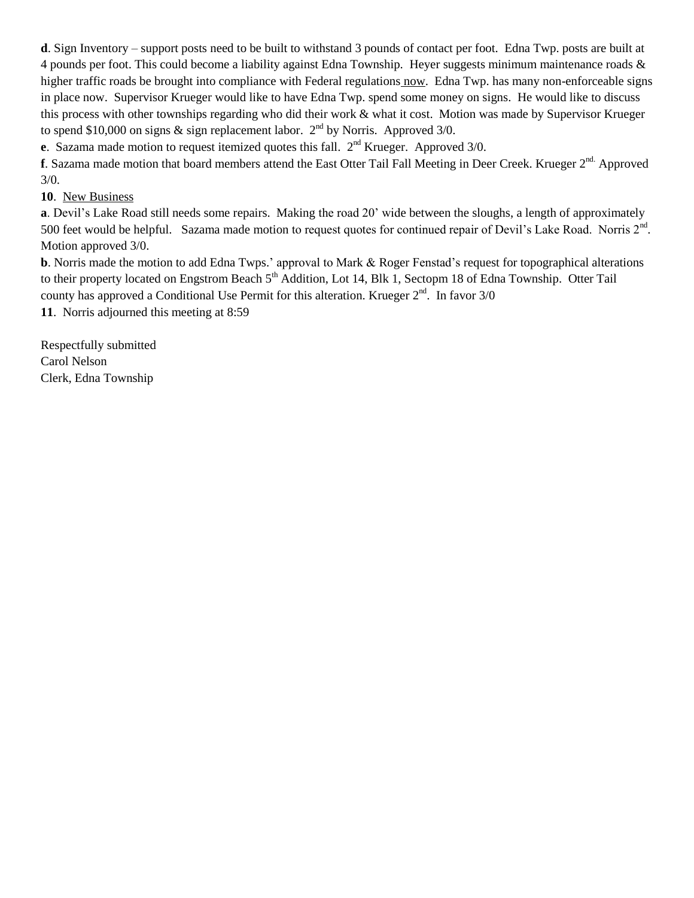**d**. Sign Inventory – support posts need to be built to withstand 3 pounds of contact per foot. Edna Twp. posts are built at 4 pounds per foot. This could become a liability against Edna Township. Heyer suggests minimum maintenance roads & higher traffic roads be brought into compliance with Federal regulations now. Edna Twp. has many non-enforceable signs in place now. Supervisor Krueger would like to have Edna Twp. spend some money on signs. He would like to discuss this process with other townships regarding who did their work & what it cost. Motion was made by Supervisor Krueger to spend $10,000 on signs & sign replacement labor. 2nd by Norris. Approved 3/0.

**e**. Sazama made motion to request itemized quotes this fall. 2nd Krueger. Approved 3/0.

**f**. Sazama made motion that board members attend the East Otter Tail Fall Meeting in Deer Creek. Krueger 2nd. Approved 3/0.

**10**. New Business

**a**. Devil's Lake Road still needs some repairs. Making the road 20' wide between the sloughs, a length of approximately 500 feet would be helpful. Sazama made motion to request quotes for continued repair of Devil's Lake Road. Norris 2nd. Motion approved 3/0.

**b**. Norris made the motion to add Edna Twps.' approval to Mark & Roger Fenstad's request for topographical alterations to their property located on Engstrom Beach 5th Addition, Lot 14, Blk 1, Sectopm 18 of Edna Township. Otter Tail county has approved a Conditional Use Permit for this alteration. Krueger 2nd. In favor 3/0

**11**. Norris adjourned this meeting at 8:59

Respectfully submitted
Carol Nelson
Clerk, Edna Township